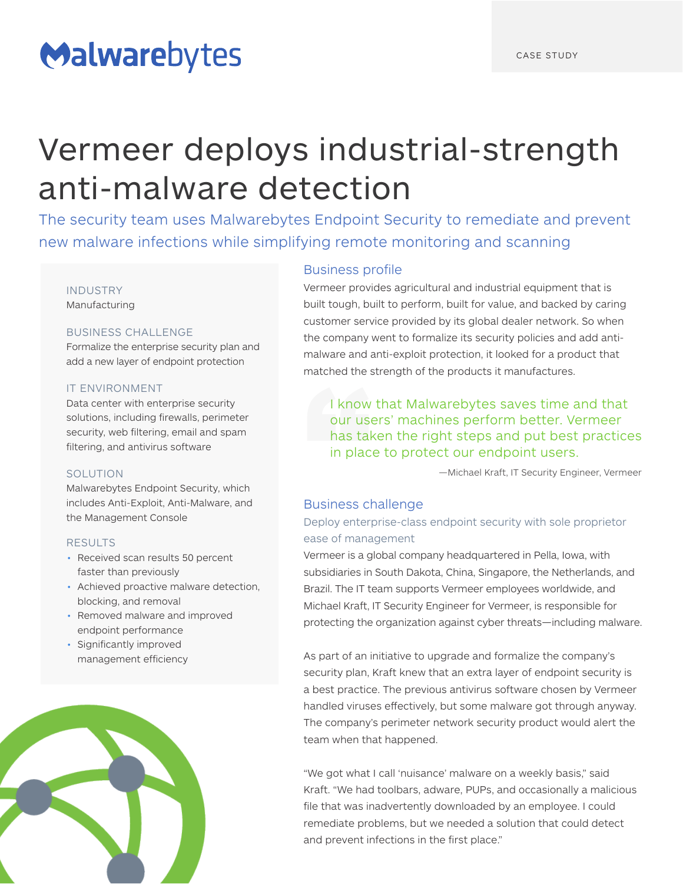Malwarebytes

CASE STUDY

# Vermeer deploys industrial-strength anti-malware detection

The security team uses Malwarebytes Endpoint Security to remediate and prevent new malware infections while simplifying remote monitoring and scanning

**INDUSTRY**
Manufacturing

**BUSINESS CHALLENGE**
Formalize the enterprise security plan and add a new layer of endpoint protection

**IT ENVIRONMENT**
Data center with enterprise security solutions, including firewalls, perimeter security, web filtering, email and spam filtering, and antivirus software

**SOLUTION**
Malwarebytes Endpoint Security, which includes Anti-Exploit, Anti-Malware, and the Management Console

**RESULTS**

- Received scan results 50 percent faster than previously
- Achieved proactive malware detection, blocking, and removal
- Removed malware and improved endpoint performance
- Significantly improved management efficiency

## Business profile

Vermeer provides agricultural and industrial equipment that is built tough, built to perform, built for value, and backed by caring customer service provided by its global dealer network. So when the company went to formalize its security policies and add anti-malware and anti-exploit protection, it looked for a product that matched the strength of the products it manufactures.

> I know that Malwarebytes saves time and that our users' machines perform better. Vermeer has taken the right steps and put best practices in place to protect our endpoint users.
>
> —Michael Kraft, IT Security Engineer, Vermeer

## Business challenge

### Deploy enterprise-class endpoint security with sole proprietor ease of management

Vermeer is a global company headquartered in Pella, Iowa, with subsidiaries in South Dakota, China, Singapore, the Netherlands, and Brazil. The IT team supports Vermeer employees worldwide, and Michael Kraft, IT Security Engineer for Vermeer, is responsible for protecting the organization against cyber threats—including malware.

As part of an initiative to upgrade and formalize the company's security plan, Kraft knew that an extra layer of endpoint security is a best practice. The previous antivirus software chosen by Vermeer handled viruses effectively, but some malware got through anyway. The company's perimeter network security product would alert the team when that happened.

"We got what I call 'nuisance' malware on a weekly basis," said Kraft. "We had toolbars, adware, PUPs, and occasionally a malicious file that was inadvertently downloaded by an employee. I could remediate problems, but we needed a solution that could detect and prevent infections in the first place."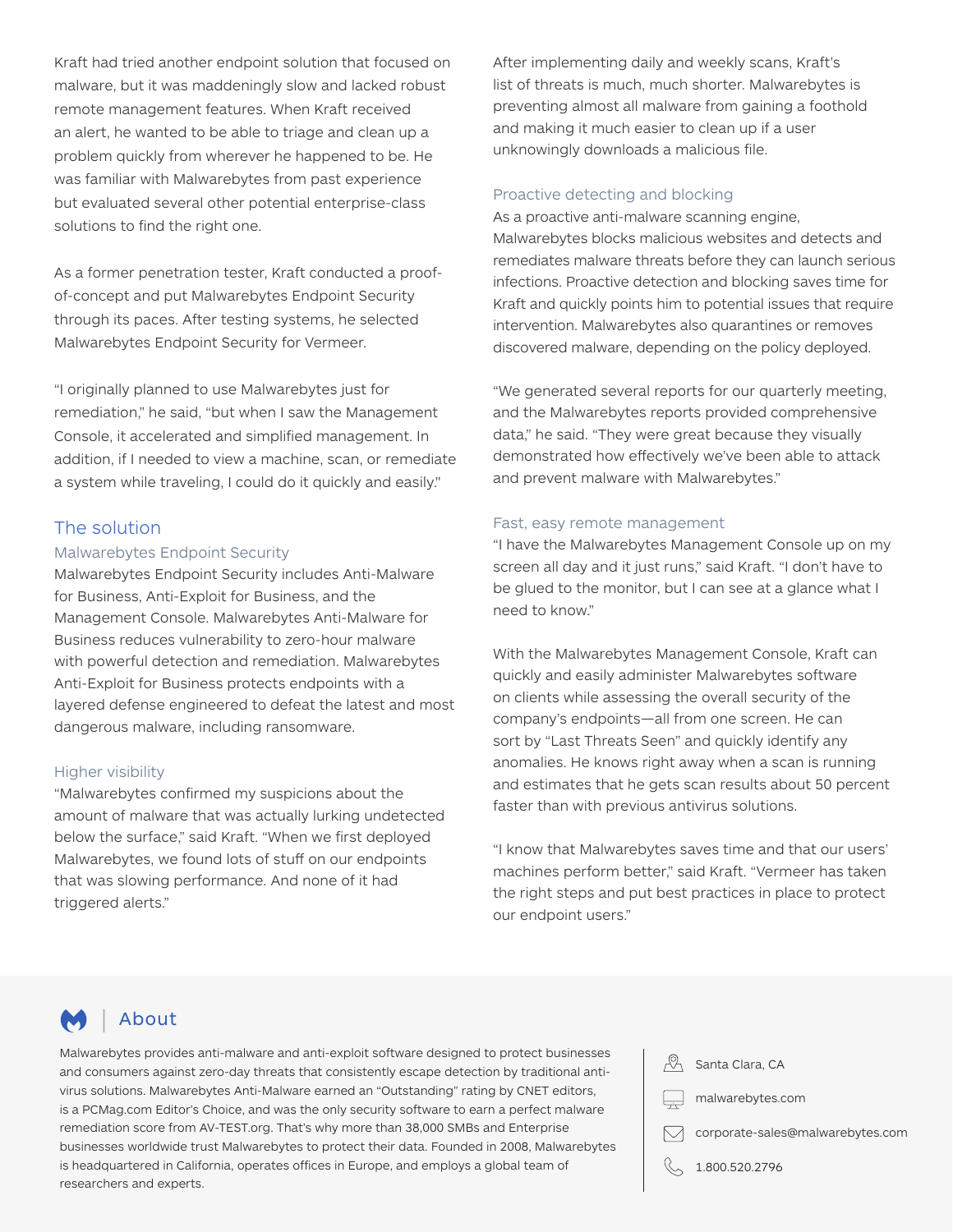Kraft had tried another endpoint solution that focused on malware, but it was maddeningly slow and lacked robust remote management features. When Kraft received an alert, he wanted to be able to triage and clean up a problem quickly from wherever he happened to be. He was familiar with Malwarebytes from past experience but evaluated several other potential enterprise-class solutions to find the right one.

As a former penetration tester, Kraft conducted a proof-of-concept and put Malwarebytes Endpoint Security through its paces. After testing systems, he selected Malwarebytes Endpoint Security for Vermeer.

"I originally planned to use Malwarebytes just for remediation," he said, "but when I saw the Management Console, it accelerated and simplified management. In addition, if I needed to view a machine, scan, or remediate a system while traveling, I could do it quickly and easily."

## The solution

### Malwarebytes Endpoint Security

Malwarebytes Endpoint Security includes Anti-Malware for Business, Anti-Exploit for Business, and the Management Console. Malwarebytes Anti-Malware for Business reduces vulnerability to zero-hour malware with powerful detection and remediation. Malwarebytes Anti-Exploit for Business protects endpoints with a layered defense engineered to defeat the latest and most dangerous malware, including ransomware.

### Higher visibility

"Malwarebytes confirmed my suspicions about the amount of malware that was actually lurking undetected below the surface," said Kraft. "When we first deployed Malwarebytes, we found lots of stuff on our endpoints that was slowing performance. And none of it had triggered alerts."

After implementing daily and weekly scans, Kraft's list of threats is much, much shorter. Malwarebytes is preventing almost all malware from gaining a foothold and making it much easier to clean up if a user unknowingly downloads a malicious file.

### Proactive detecting and blocking

As a proactive anti-malware scanning engine, Malwarebytes blocks malicious websites and detects and remediates malware threats before they can launch serious infections. Proactive detection and blocking saves time for Kraft and quickly points him to potential issues that require intervention. Malwarebytes also quarantines or removes discovered malware, depending on the policy deployed.

"We generated several reports for our quarterly meeting, and the Malwarebytes reports provided comprehensive data," he said. "They were great because they visually demonstrated how effectively we've been able to attack and prevent malware with Malwarebytes."

### Fast, easy remote management

"I have the Malwarebytes Management Console up on my screen all day and it just runs," said Kraft. "I don't have to be glued to the monitor, but I can see at a glance what I need to know."

With the Malwarebytes Management Console, Kraft can quickly and easily administer Malwarebytes software on clients while assessing the overall security of the company's endpoints—all from one screen. He can sort by "Last Threats Seen" and quickly identify any anomalies. He knows right away when a scan is running and estimates that he gets scan results about 50 percent faster than with previous antivirus solutions.

"I know that Malwarebytes saves time and that our users' machines perform better," said Kraft. "Vermeer has taken the right steps and put best practices in place to protect our endpoint users."

## About

Malwarebytes provides anti-malware and anti-exploit software designed to protect businesses and consumers against zero-day threats that consistently escape detection by traditional anti-virus solutions. Malwarebytes Anti-Malware earned an "Outstanding" rating by CNET editors, is a PCMag.com Editor's Choice, and was the only security software to earn a perfect malware remediation score from AV-TEST.org. That's why more than 38,000 SMBs and Enterprise businesses worldwide trust Malwarebytes to protect their data. Founded in 2008, Malwarebytes is headquartered in California, operates offices in Europe, and employs a global team of researchers and experts.

Santa Clara, CA

malwarebytes.com

corporate-sales@malwarebytes.com

1.800.520.2796